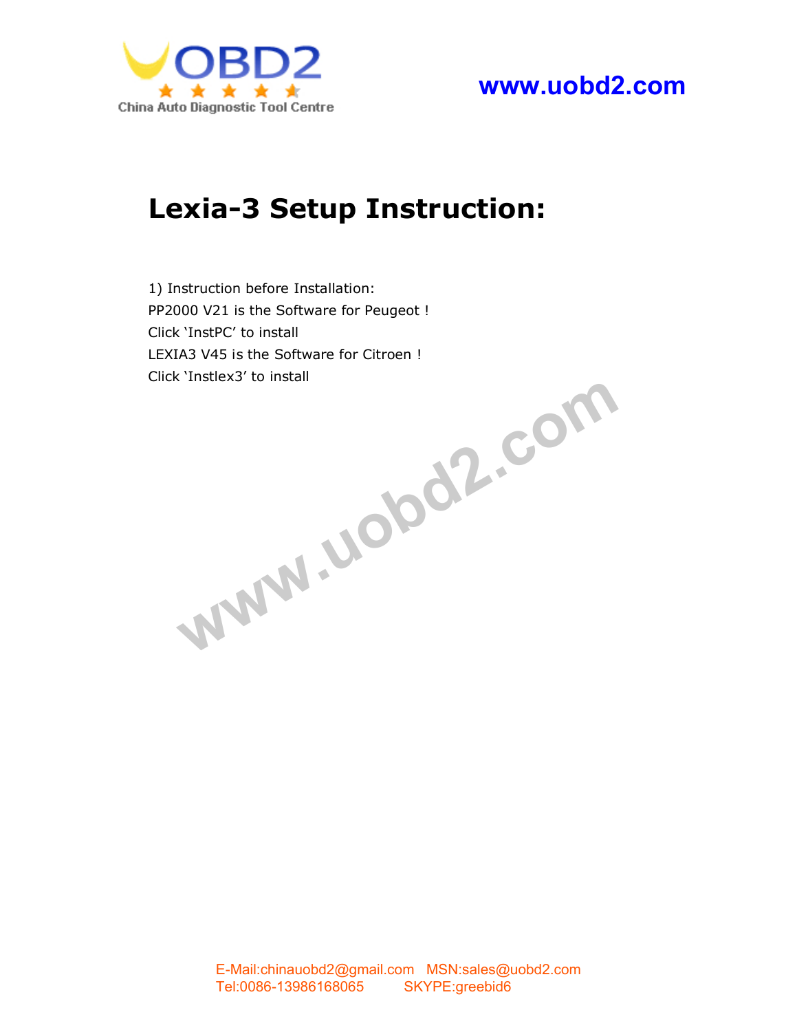# Lexia-3 Setup Instruction:

1) Instruction before Installation:

PP2000 V21 is the Software for Peugeot !

Click 'InstPC' to install

LEXIA3 V45 is the Software for Citroen !

Click 'Instlex3' to install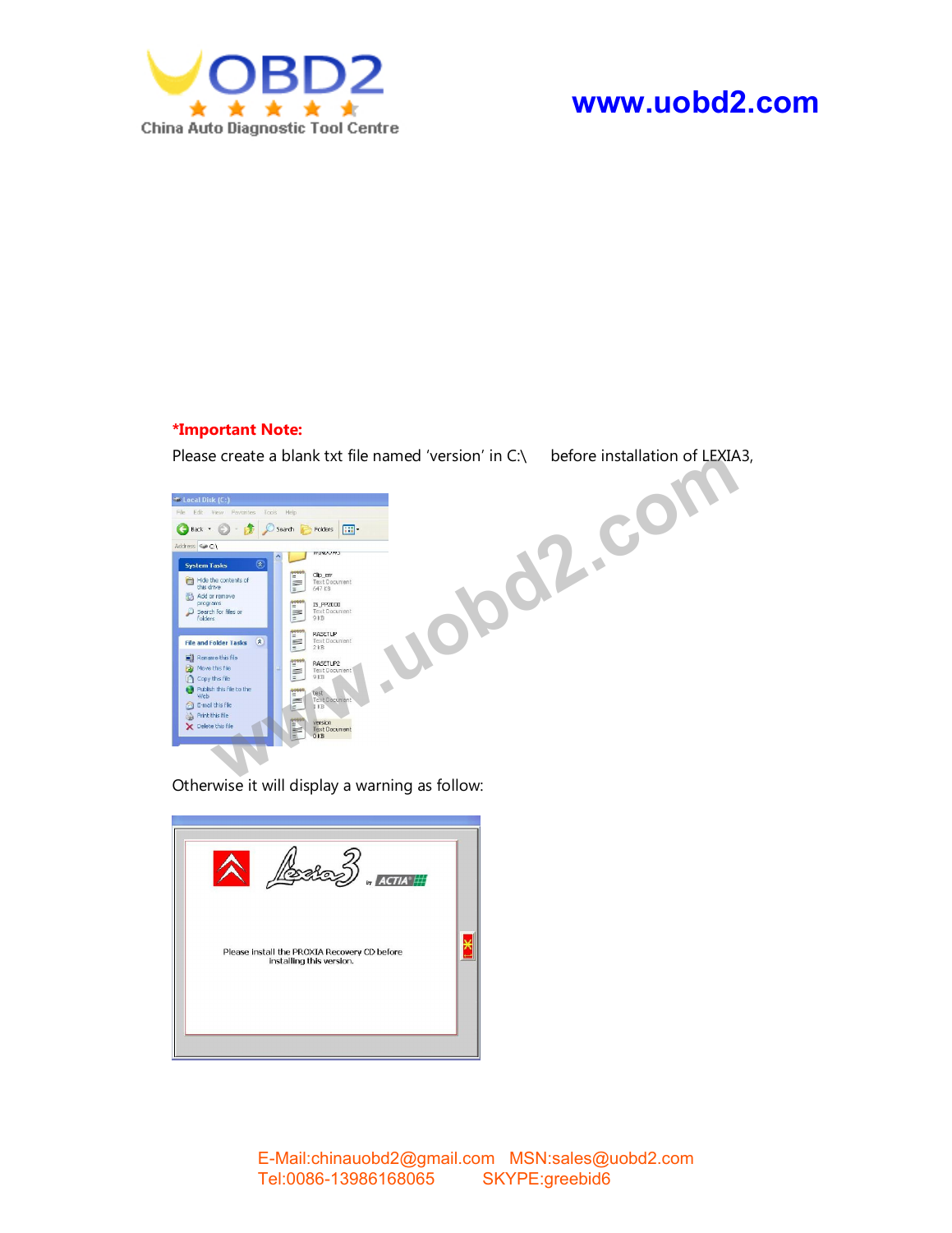***Important Note:**

Please create a blank txt file named 'version' in C:\ before installation of LEXIA3,

Otherwise it will display a warning as follow: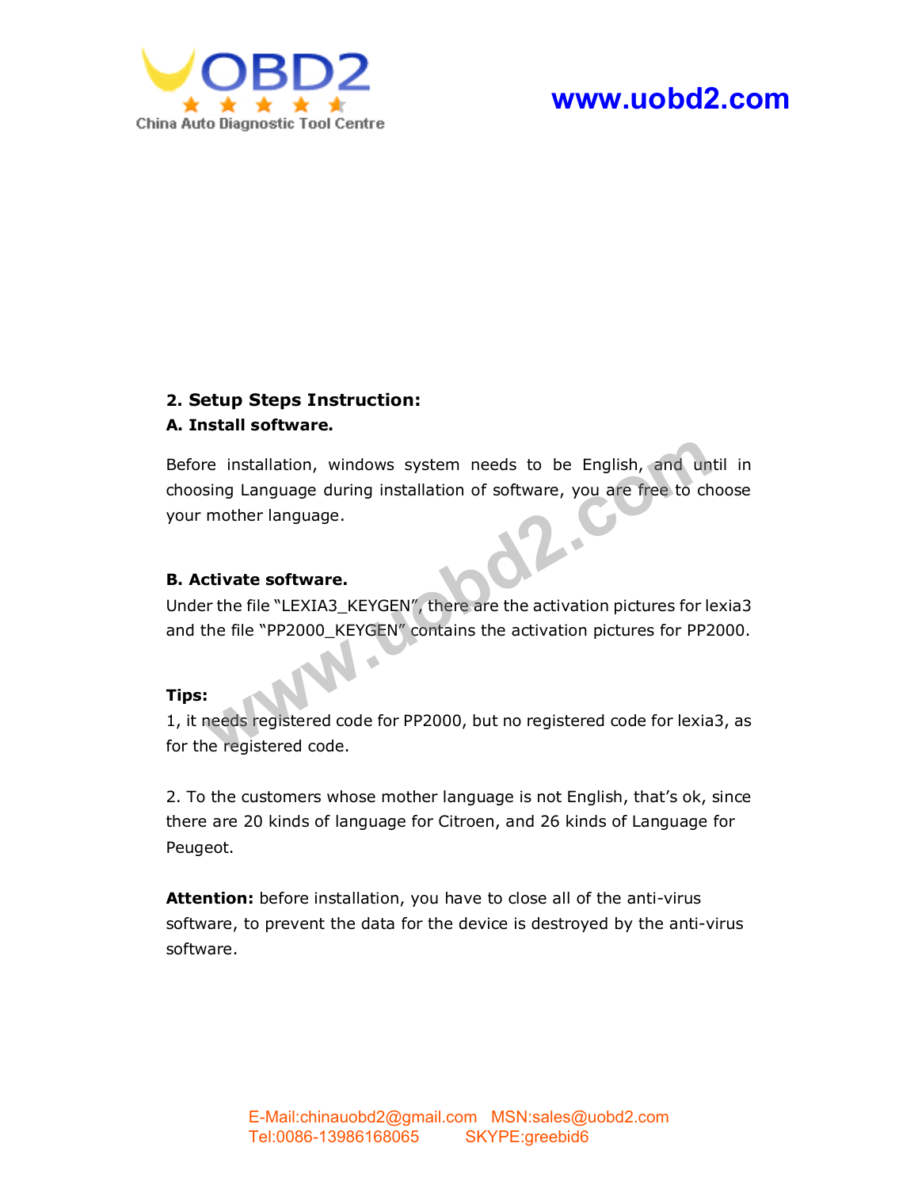## 2. Setup Steps Instruction:

### A. Install software.

Before installation, windows system needs to be English, and until in choosing Language during installation of software, you are free to choose your mother language.

### B. Activate software.

Under the file "LEXIA3_KEYGEN", there are the activation pictures for lexia3 and the file "PP2000_KEYGEN" contains the activation pictures for PP2000.

**Tips:**

1, it needs registered code for PP2000, but no registered code for lexia3, as for the registered code.

2. To the customers whose mother language is not English, that's ok, since there are 20 kinds of language for Citroen, and 26 kinds of Language for Peugeot.

**Attention:** before installation, you have to close all of the anti-virus software, to prevent the data for the device is destroyed by the anti-virus software.